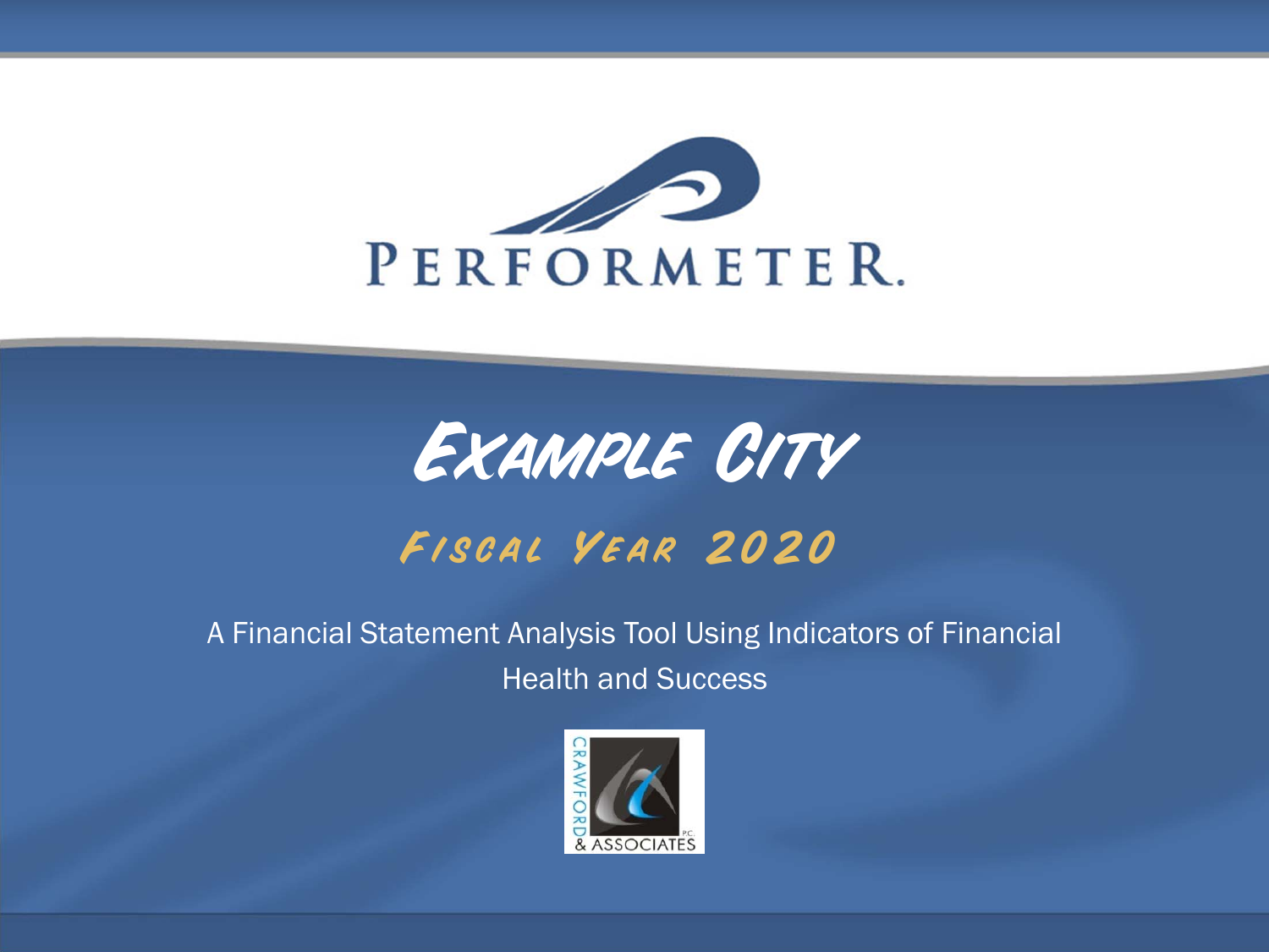# PERFORMETER.

# Example City

## Fiscal Year 2020

A Financial Statement Analysis Tool Using Indicators of Financial Health and Success

CRAWFORD & ASSOCIATES P.C.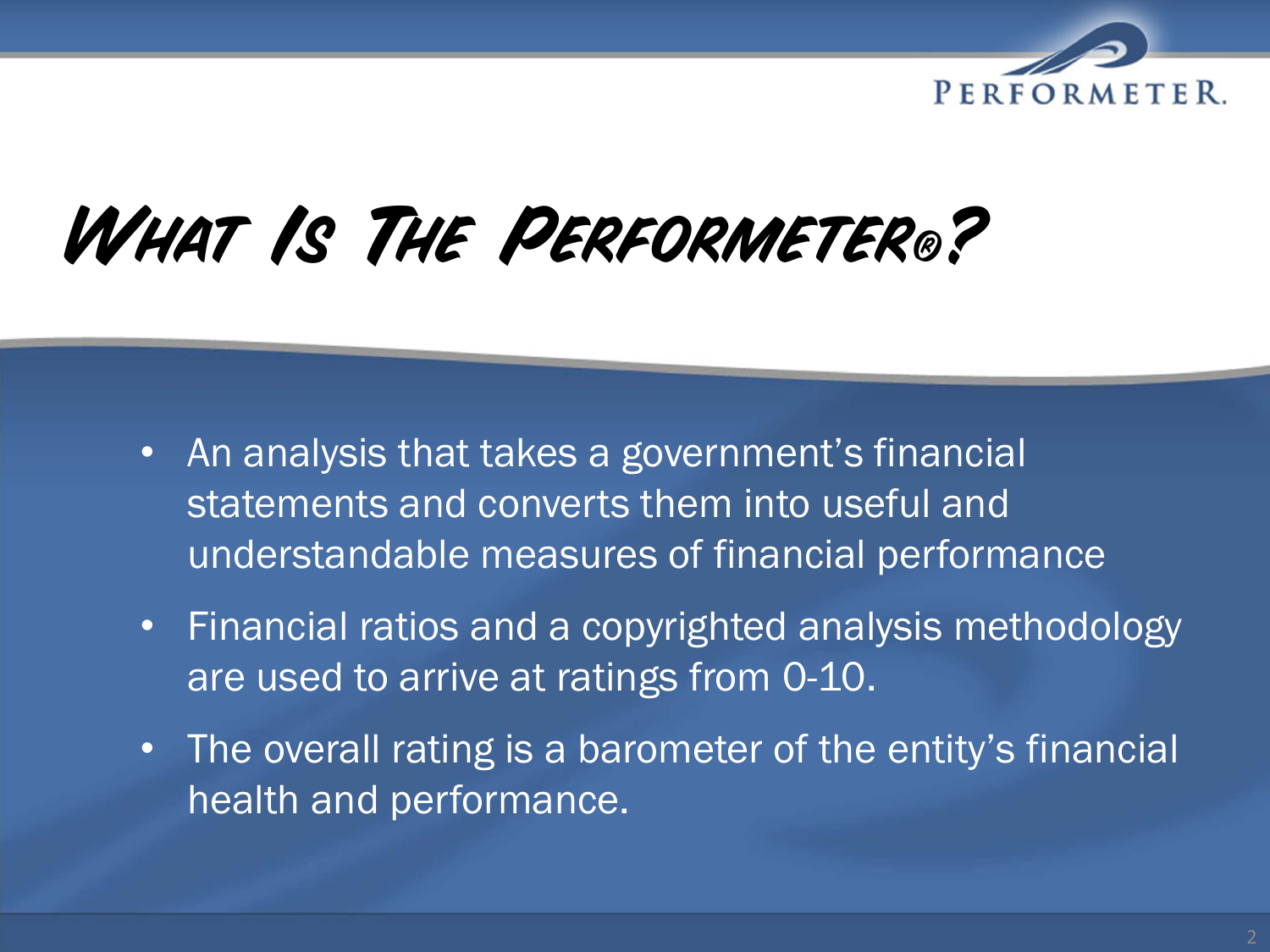# What Is The Performeter®?

- An analysis that takes a government's financial statements and converts them into useful and understandable measures of financial performance
- Financial ratios and a copyrighted analysis methodology are used to arrive at ratings from 0-10.
- The overall rating is a barometer of the entity's financial health and performance.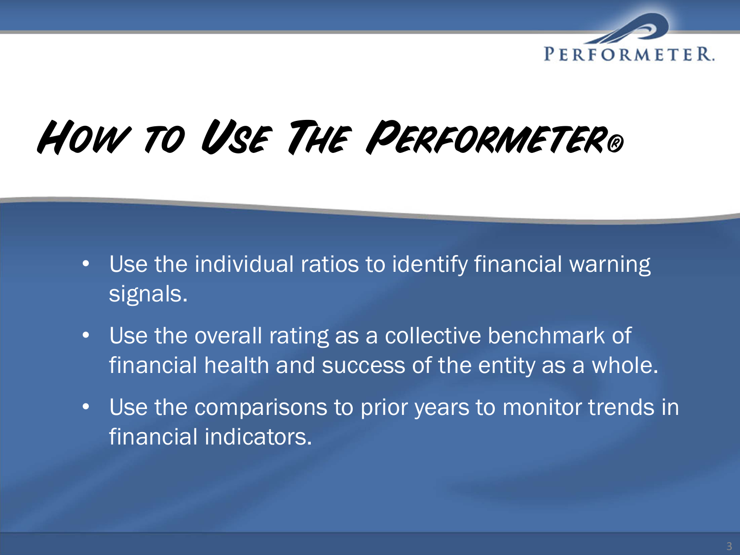# How to Use The Performeter®

- Use the individual ratios to identify financial warning signals.
- Use the overall rating as a collective benchmark of financial health and success of the entity as a whole.
- Use the comparisons to prior years to monitor trends in financial indicators.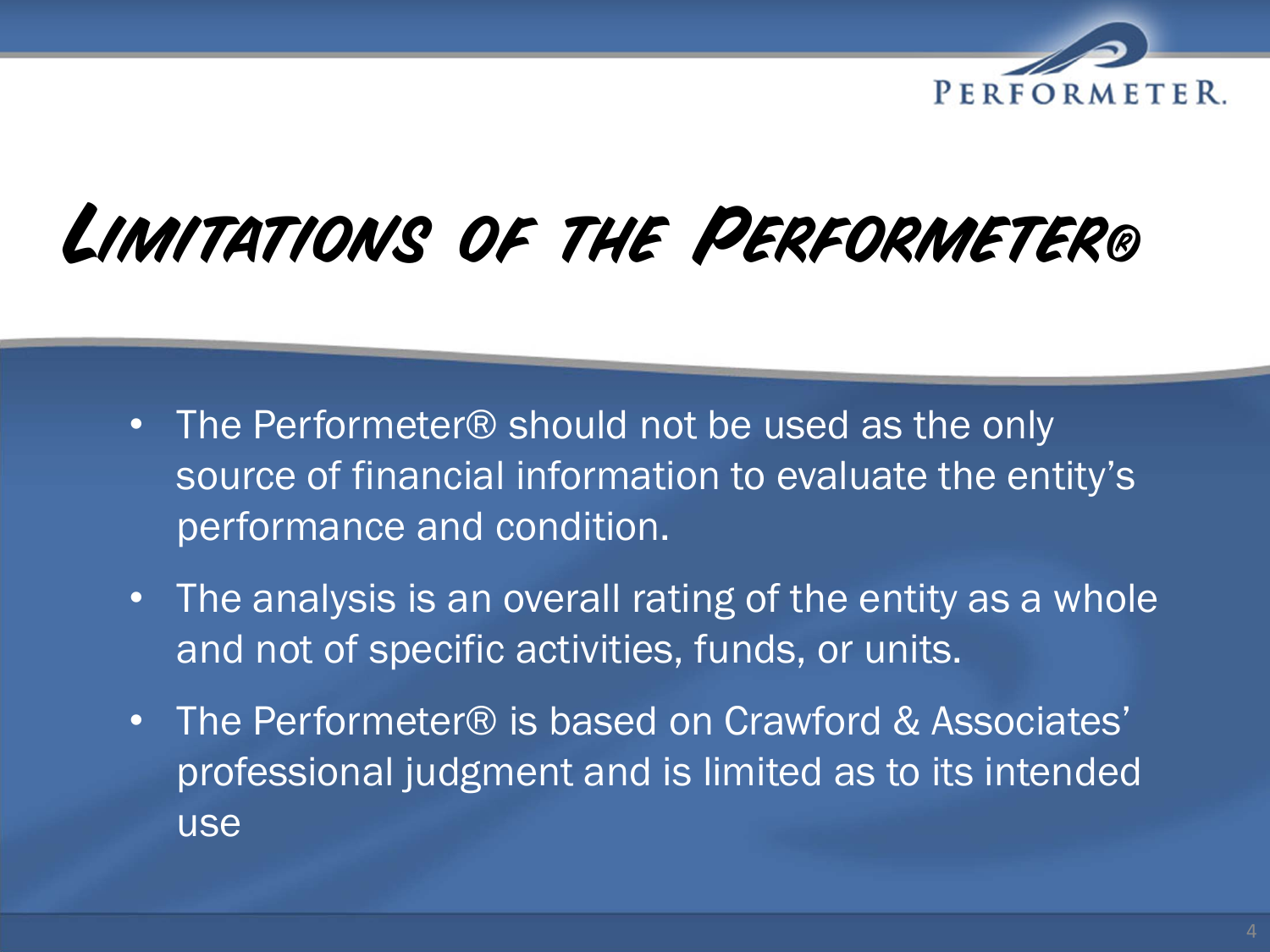# Limitations of the Performeter®

- The Performeter® should not be used as the only source of financial information to evaluate the entity's performance and condition.
- The analysis is an overall rating of the entity as a whole and not of specific activities, funds, or units.
- The Performeter® is based on Crawford & Associates' professional judgment and is limited as to its intended use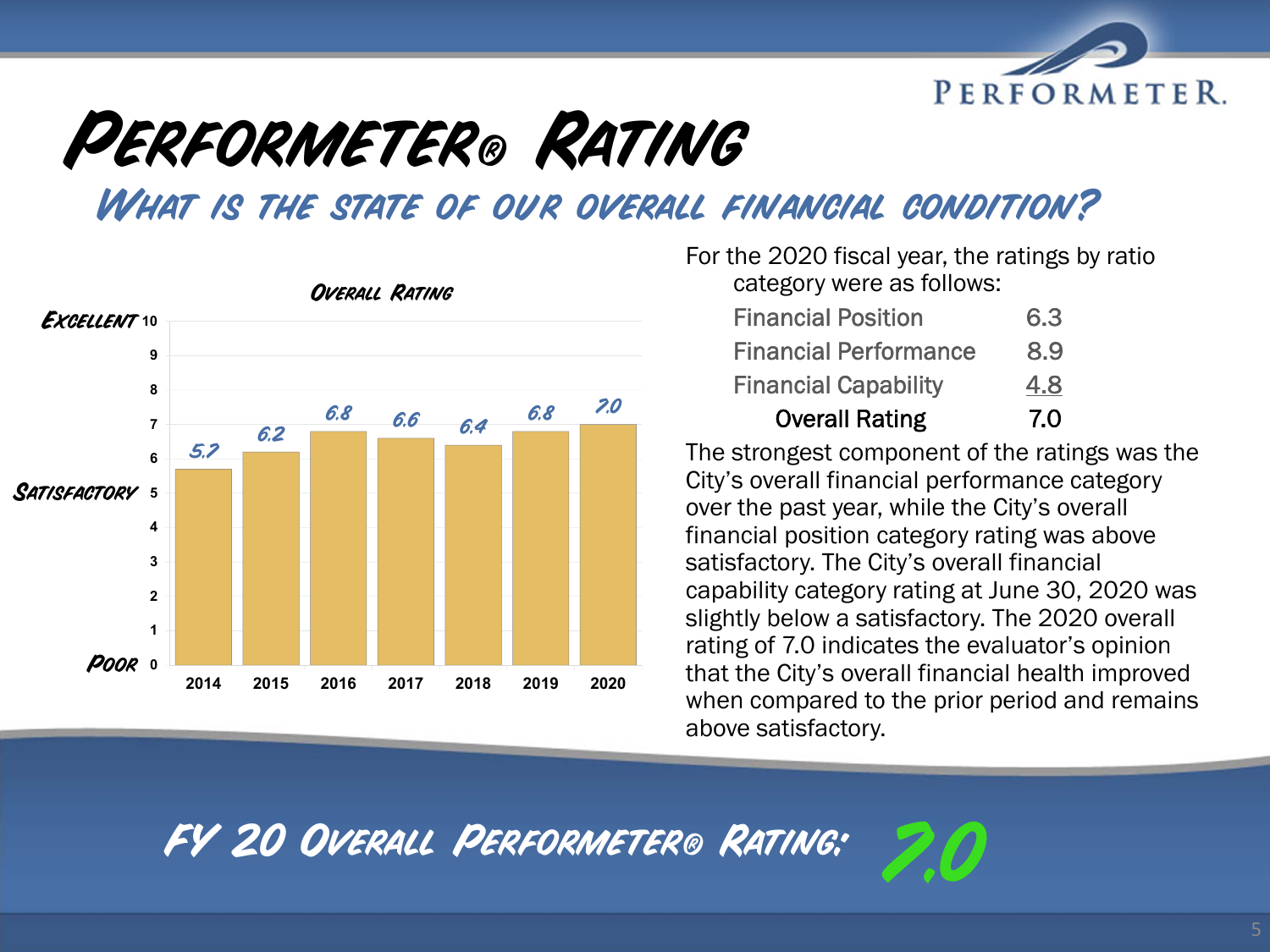PERFORMETER.

# Performeter® Rating

## What is the state of our overall financial condition?

Overall Rating

Excellent 10
9
8
7
6
Satisfactory 5
4
3
2
1
Poor 0

5.7 6.2 6.8 6.6 6.4 6.8 7.0

2014 2015 2016 2017 2018 2019 2020

For the 2020 fiscal year, the ratings by ratio category were as follows:

| | |
|---|---|
| Financial Position | 6.3 |
| Financial Performance | 8.9 |
| Financial Capability | 4.8 |
| Overall Rating | 7.0 |

The strongest component of the ratings was the City's overall financial performance category over the past year, while the City's overall financial position category rating was above satisfactory. The City's overall financial capability category rating at June 30, 2020 was slightly below a satisfactory. The 2020 overall rating of 7.0 indicates the evaluator's opinion that the City's overall financial health improved when compared to the prior period and remains above satisfactory.

**FY 20 Overall Performeter® Rating: 7.0**